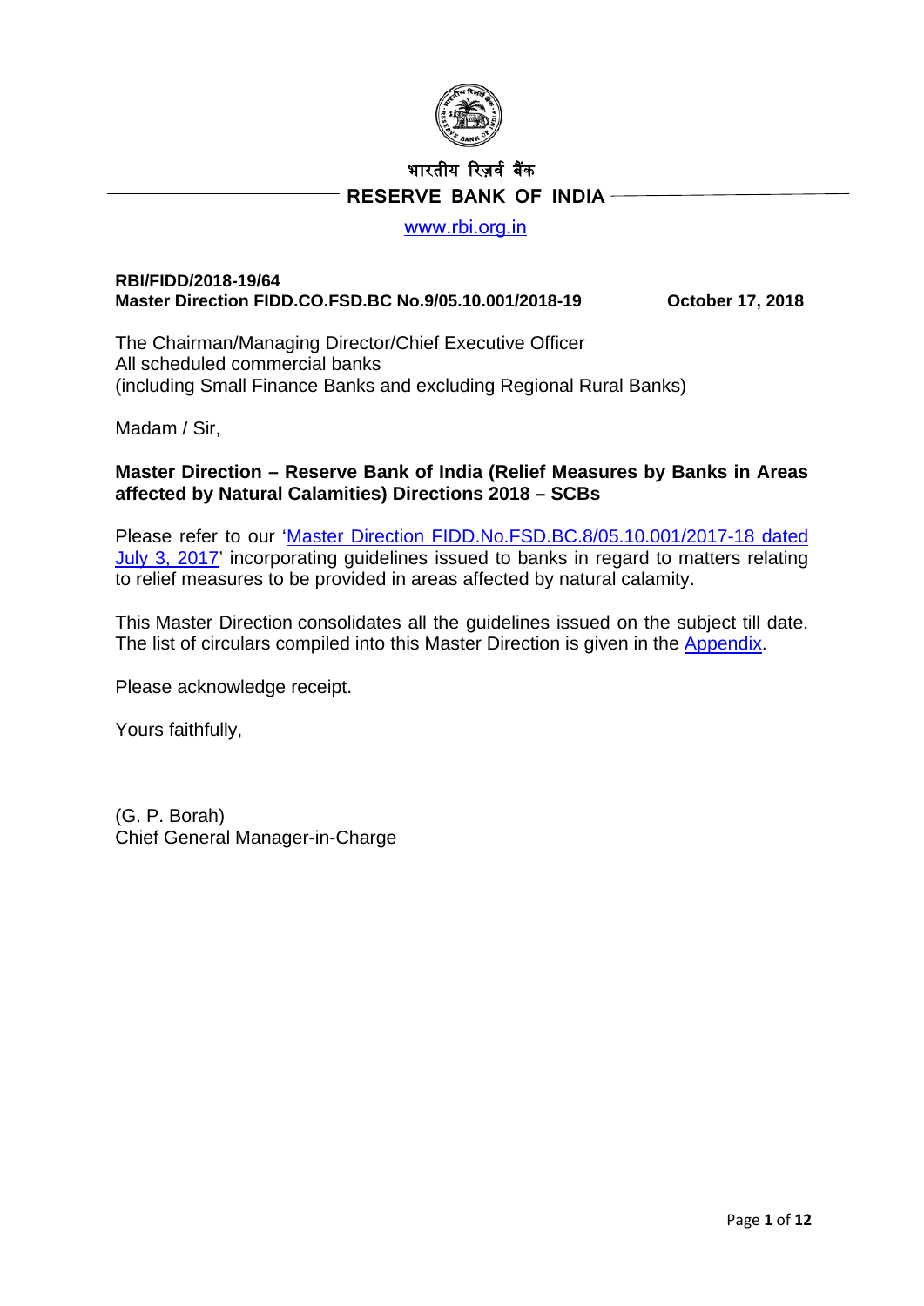भारतीय रिज़र्व बैंक

**RESERVE BANK OF INDIA**

www.rbi.org.in

**RBI/FIDD/2018-19/64**
**Master Direction FIDD.CO.FSD.BC No.9/05.10.001/2018-19** **October 17, 2018**

The Chairman/Managing Director/Chief Executive Officer
All scheduled commercial banks
(including Small Finance Banks and excluding Regional Rural Banks)

Madam / Sir,

**Master Direction – Reserve Bank of India (Relief Measures by Banks in Areas affected by Natural Calamities) Directions 2018 – SCBs**

Please refer to our 'Master Direction FIDD.No.FSD.BC.8/05.10.001/2017-18 dated July 3, 2017' incorporating guidelines issued to banks in regard to matters relating to relief measures to be provided in areas affected by natural calamity.

This Master Direction consolidates all the guidelines issued on the subject till date. The list of circulars compiled into this Master Direction is given in the Appendix.

Please acknowledge receipt.

Yours faithfully,

(G. P. Borah)
Chief General Manager-in-Charge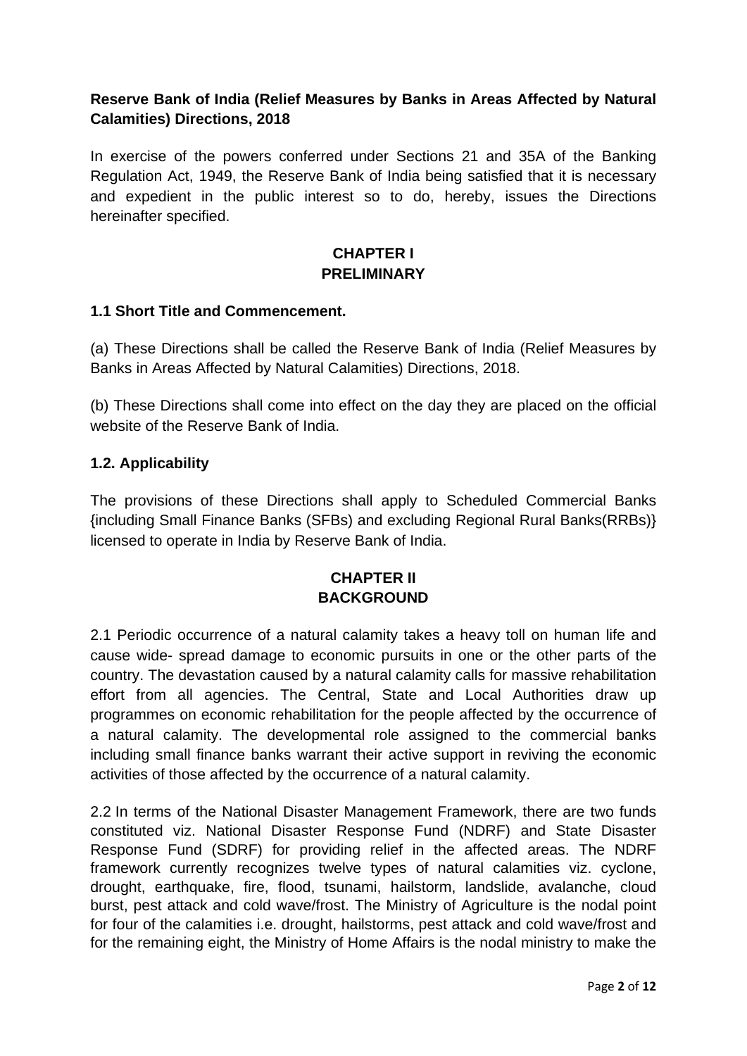**Reserve Bank of India (Relief Measures by Banks in Areas Affected by Natural Calamities) Directions, 2018**

In exercise of the powers conferred under Sections 21 and 35A of the Banking Regulation Act, 1949, the Reserve Bank of India being satisfied that it is necessary and expedient in the public interest so to do, hereby, issues the Directions hereinafter specified.

## CHAPTER I
## PRELIMINARY

### 1.1 Short Title and Commencement.

(a) These Directions shall be called the Reserve Bank of India (Relief Measures by Banks in Areas Affected by Natural Calamities) Directions, 2018.

(b) These Directions shall come into effect on the day they are placed on the official website of the Reserve Bank of India.

### 1.2. Applicability

The provisions of these Directions shall apply to Scheduled Commercial Banks {including Small Finance Banks (SFBs) and excluding Regional Rural Banks(RRBs)} licensed to operate in India by Reserve Bank of India.

## CHAPTER II
## BACKGROUND

2.1 Periodic occurrence of a natural calamity takes a heavy toll on human life and cause wide- spread damage to economic pursuits in one or the other parts of the country. The devastation caused by a natural calamity calls for massive rehabilitation effort from all agencies. The Central, State and Local Authorities draw up programmes on economic rehabilitation for the people affected by the occurrence of a natural calamity. The developmental role assigned to the commercial banks including small finance banks warrant their active support in reviving the economic activities of those affected by the occurrence of a natural calamity.

2.2 In terms of the National Disaster Management Framework, there are two funds constituted viz. National Disaster Response Fund (NDRF) and State Disaster Response Fund (SDRF) for providing relief in the affected areas. The NDRF framework currently recognizes twelve types of natural calamities viz. cyclone, drought, earthquake, fire, flood, tsunami, hailstorm, landslide, avalanche, cloud burst, pest attack and cold wave/frost. The Ministry of Agriculture is the nodal point for four of the calamities i.e. drought, hailstorms, pest attack and cold wave/frost and for the remaining eight, the Ministry of Home Affairs is the nodal ministry to make the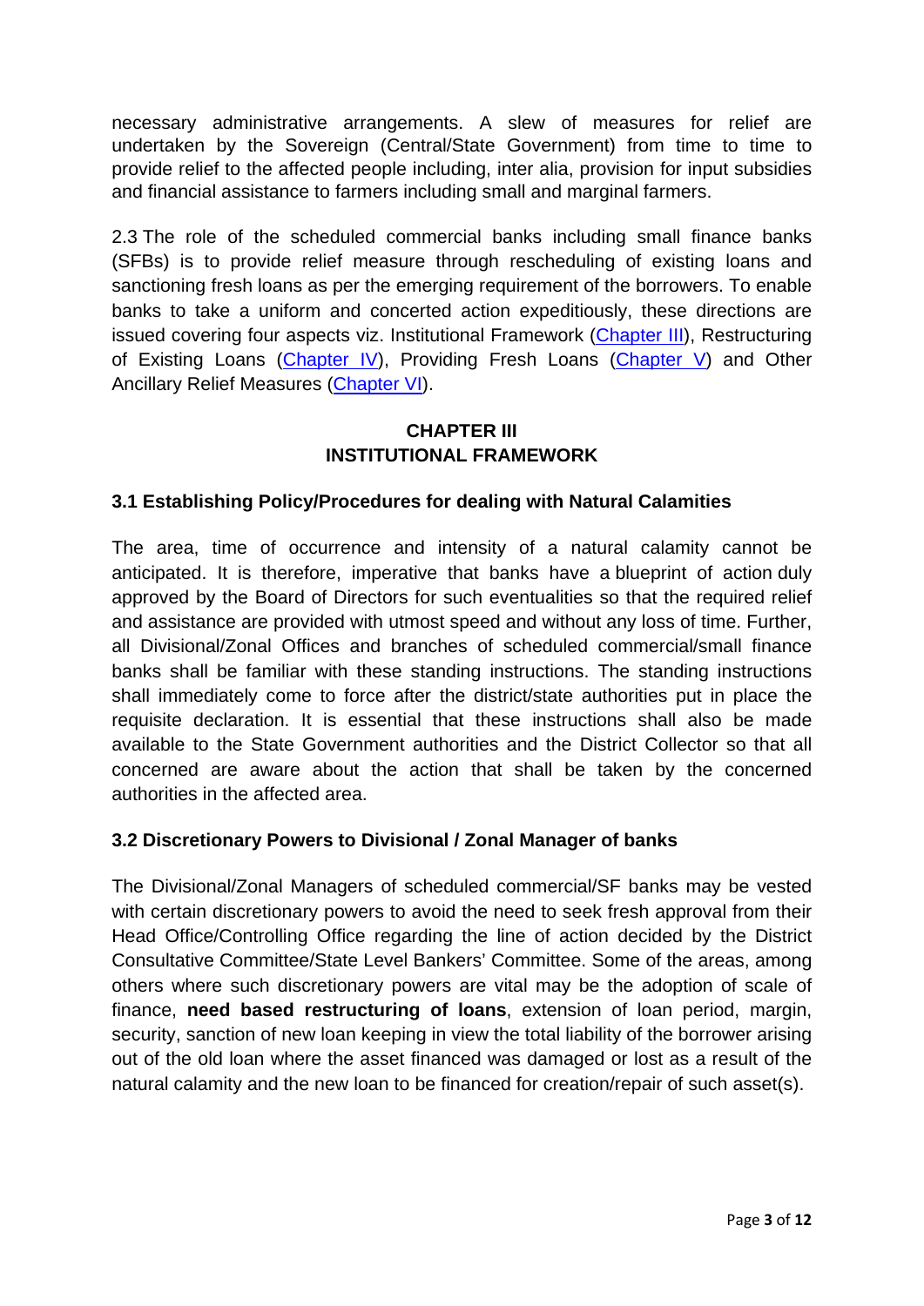necessary administrative arrangements. A slew of measures for relief are undertaken by the Sovereign (Central/State Government) from time to time to provide relief to the affected people including, inter alia, provision for input subsidies and financial assistance to farmers including small and marginal farmers.

2.3 The role of the scheduled commercial banks including small finance banks (SFBs) is to provide relief measure through rescheduling of existing loans and sanctioning fresh loans as per the emerging requirement of the borrowers. To enable banks to take a uniform and concerted action expeditiously, these directions are issued covering four aspects viz. Institutional Framework (Chapter III), Restructuring of Existing Loans (Chapter IV), Providing Fresh Loans (Chapter V) and Other Ancillary Relief Measures (Chapter VI).

## CHAPTER III
## INSTITUTIONAL FRAMEWORK

### 3.1 Establishing Policy/Procedures for dealing with Natural Calamities

The area, time of occurrence and intensity of a natural calamity cannot be anticipated. It is therefore, imperative that banks have a blueprint of action duly approved by the Board of Directors for such eventualities so that the required relief and assistance are provided with utmost speed and without any loss of time. Further, all Divisional/Zonal Offices and branches of scheduled commercial/small finance banks shall be familiar with these standing instructions. The standing instructions shall immediately come to force after the district/state authorities put in place the requisite declaration. It is essential that these instructions shall also be made available to the State Government authorities and the District Collector so that all concerned are aware about the action that shall be taken by the concerned authorities in the affected area.

### 3.2 Discretionary Powers to Divisional / Zonal Manager of banks

The Divisional/Zonal Managers of scheduled commercial/SF banks may be vested with certain discretionary powers to avoid the need to seek fresh approval from their Head Office/Controlling Office regarding the line of action decided by the District Consultative Committee/State Level Bankers' Committee. Some of the areas, among others where such discretionary powers are vital may be the adoption of scale of finance, **need based restructuring of loans**, extension of loan period, margin, security, sanction of new loan keeping in view the total liability of the borrower arising out of the old loan where the asset financed was damaged or lost as a result of the natural calamity and the new loan to be financed for creation/repair of such asset(s).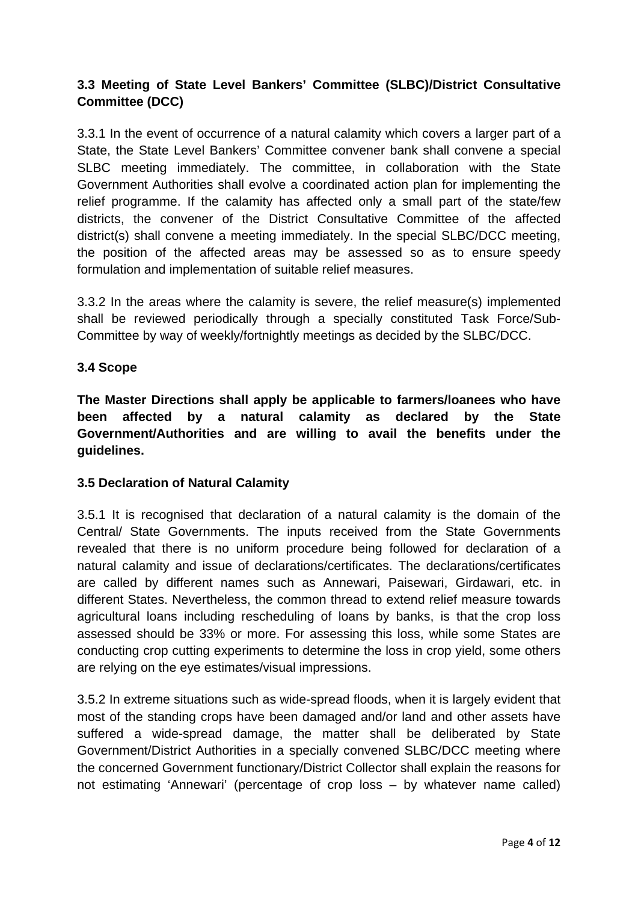### 3.3 Meeting of State Level Bankers' Committee (SLBC)/District Consultative Committee (DCC)

3.3.1 In the event of occurrence of a natural calamity which covers a larger part of a State, the State Level Bankers' Committee convener bank shall convene a special SLBC meeting immediately. The committee, in collaboration with the State Government Authorities shall evolve a coordinated action plan for implementing the relief programme. If the calamity has affected only a small part of the state/few districts, the convener of the District Consultative Committee of the affected district(s) shall convene a meeting immediately. In the special SLBC/DCC meeting, the position of the affected areas may be assessed so as to ensure speedy formulation and implementation of suitable relief measures.

3.3.2 In the areas where the calamity is severe, the relief measure(s) implemented shall be reviewed periodically through a specially constituted Task Force/Sub-Committee by way of weekly/fortnightly meetings as decided by the SLBC/DCC.

### 3.4 Scope

**The Master Directions shall apply be applicable to farmers/loanees who have been affected by a natural calamity as declared by the State Government/Authorities and are willing to avail the benefits under the guidelines.**

### 3.5 Declaration of Natural Calamity

3.5.1 It is recognised that declaration of a natural calamity is the domain of the Central/ State Governments. The inputs received from the State Governments revealed that there is no uniform procedure being followed for declaration of a natural calamity and issue of declarations/certificates. The declarations/certificates are called by different names such as Annewari, Paisewari, Girdawari, etc. in different States. Nevertheless, the common thread to extend relief measure towards agricultural loans including rescheduling of loans by banks, is that the crop loss assessed should be 33% or more. For assessing this loss, while some States are conducting crop cutting experiments to determine the loss in crop yield, some others are relying on the eye estimates/visual impressions.

3.5.2 In extreme situations such as wide-spread floods, when it is largely evident that most of the standing crops have been damaged and/or land and other assets have suffered a wide-spread damage, the matter shall be deliberated by State Government/District Authorities in a specially convened SLBC/DCC meeting where the concerned Government functionary/District Collector shall explain the reasons for not estimating 'Annewari' (percentage of crop loss – by whatever name called)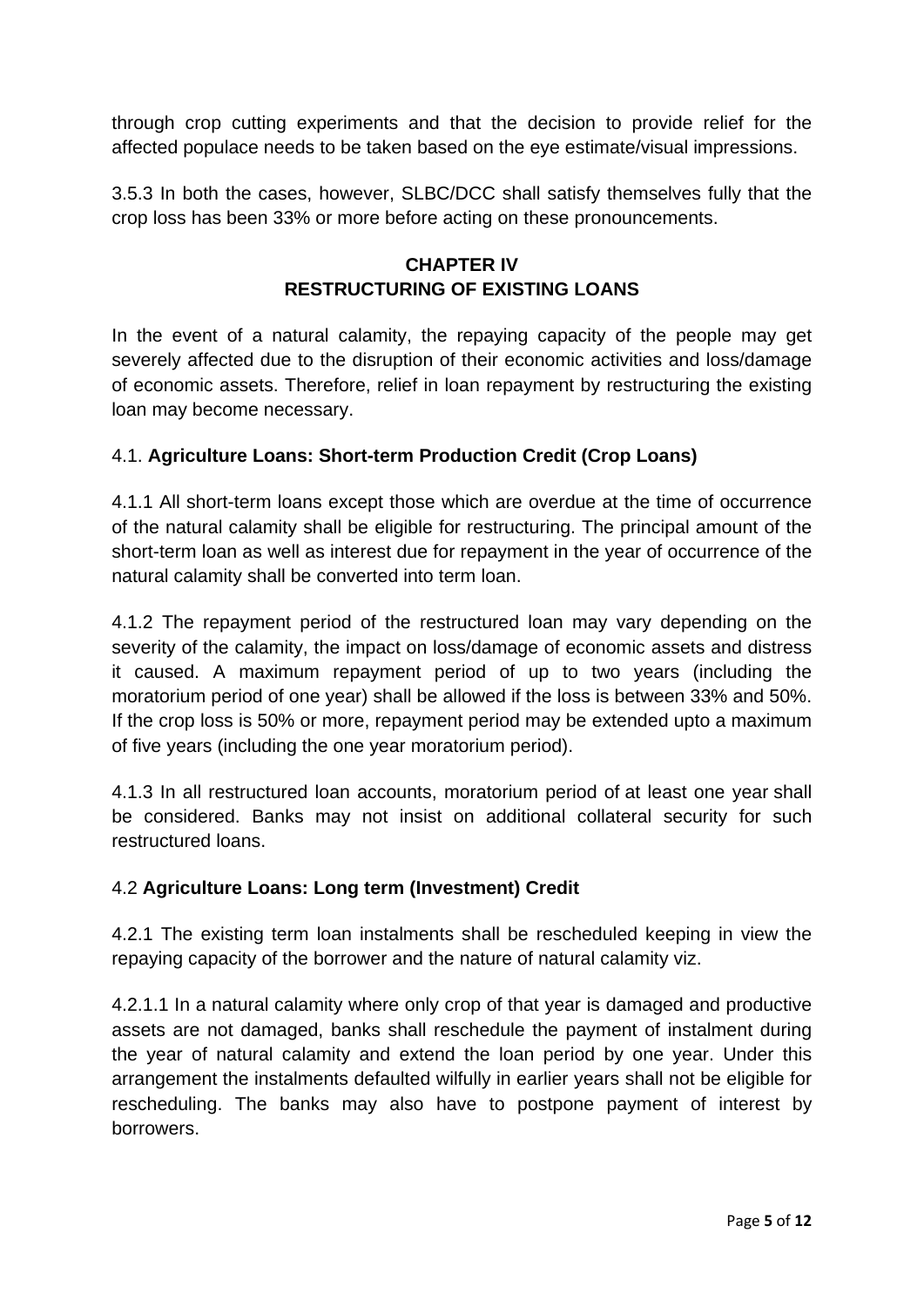through crop cutting experiments and that the decision to provide relief for the affected populace needs to be taken based on the eye estimate/visual impressions.

3.5.3 In both the cases, however, SLBC/DCC shall satisfy themselves fully that the crop loss has been 33% or more before acting on these pronouncements.

## CHAPTER IV
## RESTRUCTURING OF EXISTING LOANS

In the event of a natural calamity, the repaying capacity of the people may get severely affected due to the disruption of their economic activities and loss/damage of economic assets. Therefore, relief in loan repayment by restructuring the existing loan may become necessary.

### 4.1. **Agriculture Loans: Short-term Production Credit (Crop Loans)**

4.1.1 All short-term loans except those which are overdue at the time of occurrence of the natural calamity shall be eligible for restructuring. The principal amount of the short-term loan as well as interest due for repayment in the year of occurrence of the natural calamity shall be converted into term loan.

4.1.2 The repayment period of the restructured loan may vary depending on the severity of the calamity, the impact on loss/damage of economic assets and distress it caused. A maximum repayment period of up to two years (including the moratorium period of one year) shall be allowed if the loss is between 33% and 50%. If the crop loss is 50% or more, repayment period may be extended upto a maximum of five years (including the one year moratorium period).

4.1.3 In all restructured loan accounts, moratorium period of at least one year shall be considered. Banks may not insist on additional collateral security for such restructured loans.

### 4.2 **Agriculture Loans: Long term (Investment) Credit**

4.2.1 The existing term loan instalments shall be rescheduled keeping in view the repaying capacity of the borrower and the nature of natural calamity viz.

4.2.1.1 In a natural calamity where only crop of that year is damaged and productive assets are not damaged, banks shall reschedule the payment of instalment during the year of natural calamity and extend the loan period by one year. Under this arrangement the instalments defaulted wilfully in earlier years shall not be eligible for rescheduling. The banks may also have to postpone payment of interest by borrowers.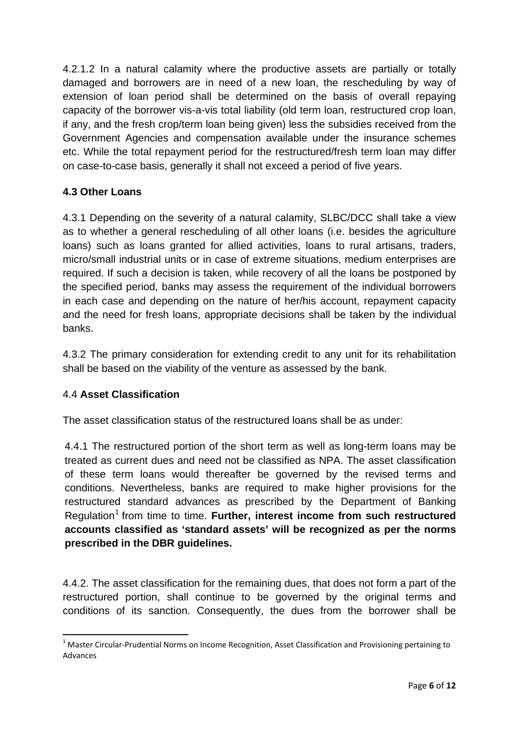4.2.1.2 In a natural calamity where the productive assets are partially or totally damaged and borrowers are in need of a new loan, the rescheduling by way of extension of loan period shall be determined on the basis of overall repaying capacity of the borrower vis-a-vis total liability (old term loan, restructured crop loan, if any, and the fresh crop/term loan being given) less the subsidies received from the Government Agencies and compensation available under the insurance schemes etc. While the total repayment period for the restructured/fresh term loan may differ on case-to-case basis, generally it shall not exceed a period of five years.

### 4.3 Other Loans

4.3.1 Depending on the severity of a natural calamity, SLBC/DCC shall take a view as to whether a general rescheduling of all other loans (i.e. besides the agriculture loans) such as loans granted for allied activities, loans to rural artisans, traders, micro/small industrial units or in case of extreme situations, medium enterprises are required. If such a decision is taken, while recovery of all the loans be postponed by the specified period, banks may assess the requirement of the individual borrowers in each case and depending on the nature of her/his account, repayment capacity and the need for fresh loans, appropriate decisions shall be taken by the individual banks.

4.3.2 The primary consideration for extending credit to any unit for its rehabilitation shall be based on the viability of the venture as assessed by the bank.

### 4.4 Asset Classification

The asset classification status of the restructured loans shall be as under:

4.4.1 The restructured portion of the short term as well as long-term loans may be treated as current dues and need not be classified as NPA. The asset classification of these term loans would thereafter be governed by the revised terms and conditions. Nevertheless, banks are required to make higher provisions for the restructured standard advances as prescribed by the Department of Banking Regulation[1] from time to time. **Further, interest income from such restructured accounts classified as 'standard assets' will be recognized as per the norms prescribed in the DBR guidelines.**

4.4.2. The asset classification for the remaining dues, that does not form a part of the restructured portion, shall continue to be governed by the original terms and conditions of its sanction. Consequently, the dues from the borrower shall be

[1] Master Circular-Prudential Norms on Income Recognition, Asset Classification and Provisioning pertaining to Advances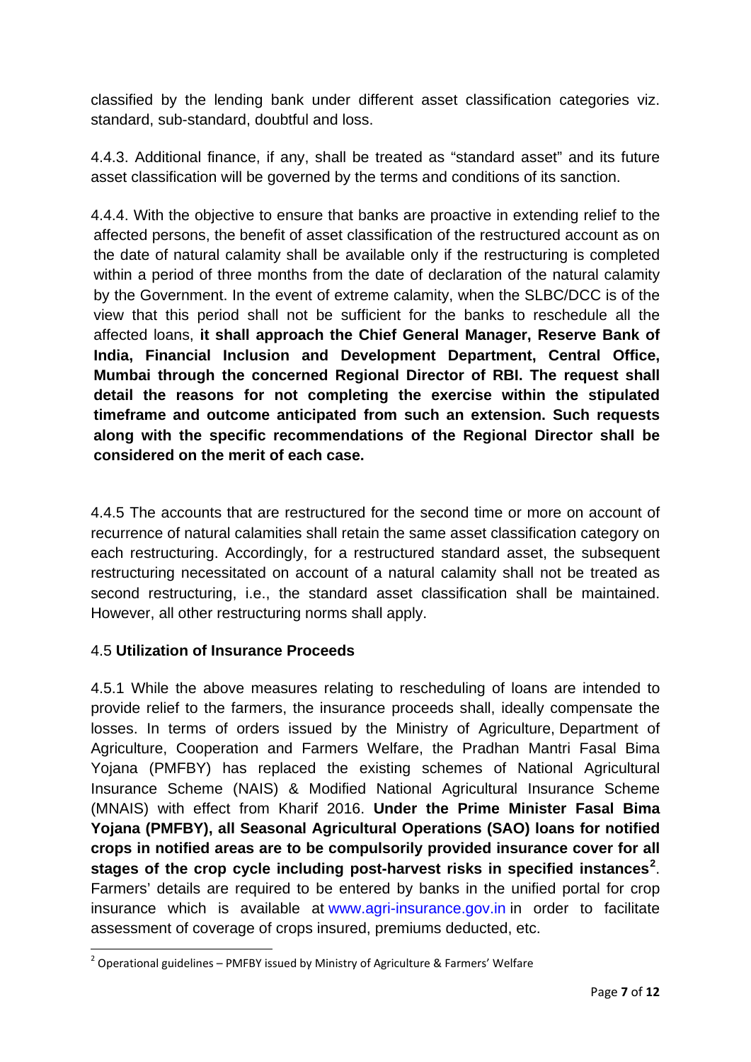classified by the lending bank under different asset classification categories viz. standard, sub-standard, doubtful and loss.

4.4.3. Additional finance, if any, shall be treated as "standard asset" and its future asset classification will be governed by the terms and conditions of its sanction.

4.4.4. With the objective to ensure that banks are proactive in extending relief to the affected persons, the benefit of asset classification of the restructured account as on the date of natural calamity shall be available only if the restructuring is completed within a period of three months from the date of declaration of the natural calamity by the Government. In the event of extreme calamity, when the SLBC/DCC is of the view that this period shall not be sufficient for the banks to reschedule all the affected loans, **it shall approach the Chief General Manager, Reserve Bank of India, Financial Inclusion and Development Department, Central Office, Mumbai through the concerned Regional Director of RBI. The request shall detail the reasons for not completing the exercise within the stipulated timeframe and outcome anticipated from such an extension. Such requests along with the specific recommendations of the Regional Director shall be considered on the merit of each case.**

4.4.5 The accounts that are restructured for the second time or more on account of recurrence of natural calamities shall retain the same asset classification category on each restructuring. Accordingly, for a restructured standard asset, the subsequent restructuring necessitated on account of a natural calamity shall not be treated as second restructuring, i.e., the standard asset classification shall be maintained. However, all other restructuring norms shall apply.

### 4.5 **Utilization of Insurance Proceeds**

4.5.1 While the above measures relating to rescheduling of loans are intended to provide relief to the farmers, the insurance proceeds shall, ideally compensate the losses. In terms of orders issued by the Ministry of Agriculture, Department of Agriculture, Cooperation and Farmers Welfare, the Pradhan Mantri Fasal Bima Yojana (PMFBY) has replaced the existing schemes of National Agricultural Insurance Scheme (NAIS) & Modified National Agricultural Insurance Scheme (MNAIS) with effect from Kharif 2016. **Under the Prime Minister Fasal Bima Yojana (PMFBY), all Seasonal Agricultural Operations (SAO) loans for notified crops in notified areas are to be compulsorily provided insurance cover for all stages of the crop cycle including post-harvest risks in specified instances**[2]. Farmers' details are required to be entered by banks in the unified portal for crop insurance which is available at www.agri-insurance.gov.in in order to facilitate assessment of coverage of crops insured, premiums deducted, etc.

---

[2] Operational guidelines – PMFBY issued by Ministry of Agriculture & Farmers' Welfare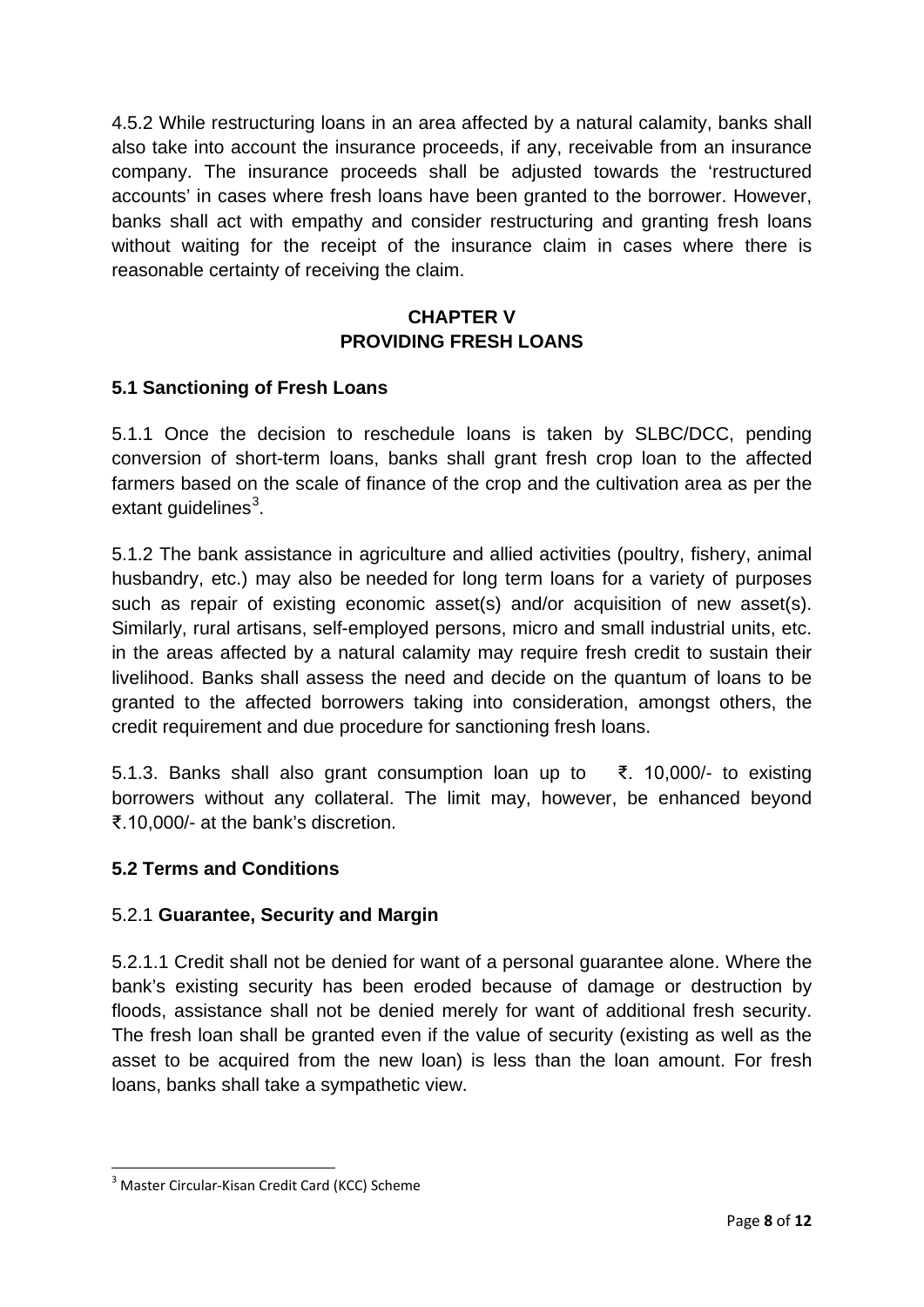4.5.2 While restructuring loans in an area affected by a natural calamity, banks shall also take into account the insurance proceeds, if any, receivable from an insurance company. The insurance proceeds shall be adjusted towards the 'restructured accounts' in cases where fresh loans have been granted to the borrower. However, banks shall act with empathy and consider restructuring and granting fresh loans without waiting for the receipt of the insurance claim in cases where there is reasonable certainty of receiving the claim.

## CHAPTER V
## PROVIDING FRESH LOANS

### 5.1 Sanctioning of Fresh Loans

5.1.1 Once the decision to reschedule loans is taken by SLBC/DCC, pending conversion of short-term loans, banks shall grant fresh crop loan to the affected farmers based on the scale of finance of the crop and the cultivation area as per the extant guidelines[3].

5.1.2 The bank assistance in agriculture and allied activities (poultry, fishery, animal husbandry, etc.) may also be needed for long term loans for a variety of purposes such as repair of existing economic asset(s) and/or acquisition of new asset(s). Similarly, rural artisans, self-employed persons, micro and small industrial units, etc. in the areas affected by a natural calamity may require fresh credit to sustain their livelihood. Banks shall assess the need and decide on the quantum of loans to be granted to the affected borrowers taking into consideration, amongst others, the credit requirement and due procedure for sanctioning fresh loans.

5.1.3. Banks shall also grant consumption loan up to ₹. 10,000/- to existing borrowers without any collateral. The limit may, however, be enhanced beyond ₹.10,000/- at the bank's discretion.

### 5.2 Terms and Conditions

5.2.1 **Guarantee, Security and Margin**

5.2.1.1 Credit shall not be denied for want of a personal guarantee alone. Where the bank's existing security has been eroded because of damage or destruction by floods, assistance shall not be denied merely for want of additional fresh security. The fresh loan shall be granted even if the value of security (existing as well as the asset to be acquired from the new loan) is less than the loan amount. For fresh loans, banks shall take a sympathetic view.

[3] Master Circular-Kisan Credit Card (KCC) Scheme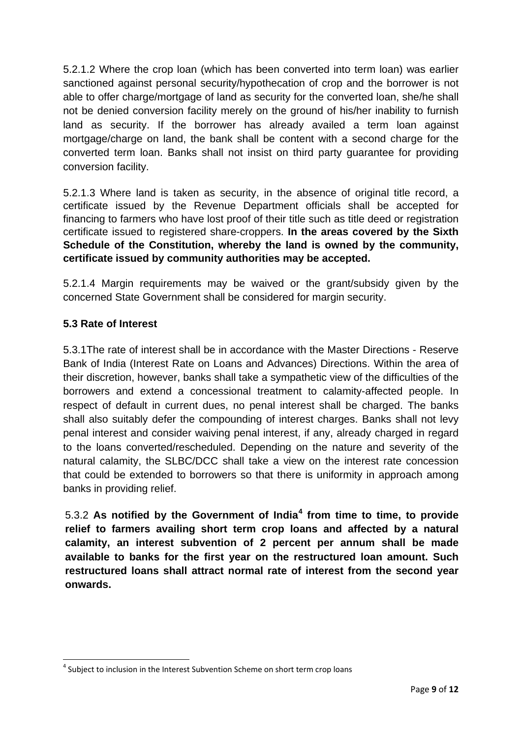5.2.1.2 Where the crop loan (which has been converted into term loan) was earlier sanctioned against personal security/hypothecation of crop and the borrower is not able to offer charge/mortgage of land as security for the converted loan, she/he shall not be denied conversion facility merely on the ground of his/her inability to furnish land as security. If the borrower has already availed a term loan against mortgage/charge on land, the bank shall be content with a second charge for the converted term loan. Banks shall not insist on third party guarantee for providing conversion facility.

5.2.1.3 Where land is taken as security, in the absence of original title record, a certificate issued by the Revenue Department officials shall be accepted for financing to farmers who have lost proof of their title such as title deed or registration certificate issued to registered share-croppers. **In the areas covered by the Sixth Schedule of the Constitution, whereby the land is owned by the community, certificate issued by community authorities may be accepted.**

5.2.1.4 Margin requirements may be waived or the grant/subsidy given by the concerned State Government shall be considered for margin security.

### 5.3 Rate of Interest

5.3.1The rate of interest shall be in accordance with the Master Directions - Reserve Bank of India (Interest Rate on Loans and Advances) Directions. Within the area of their discretion, however, banks shall take a sympathetic view of the difficulties of the borrowers and extend a concessional treatment to calamity-affected people. In respect of default in current dues, no penal interest shall be charged. The banks shall also suitably defer the compounding of interest charges. Banks shall not levy penal interest and consider waiving penal interest, if any, already charged in regard to the loans converted/rescheduled. Depending on the nature and severity of the natural calamity, the SLBC/DCC shall take a view on the interest rate concession that could be extended to borrowers so that there is uniformity in approach among banks in providing relief.

5.3.2 **As notified by the Government of India[4] from time to time, to provide relief to farmers availing short term crop loans and affected by a natural calamity, an interest subvention of 2 percent per annum shall be made available to banks for the first year on the restructured loan amount. Such restructured loans shall attract normal rate of interest from the second year onwards.**

[4] Subject to inclusion in the Interest Subvention Scheme on short term crop loans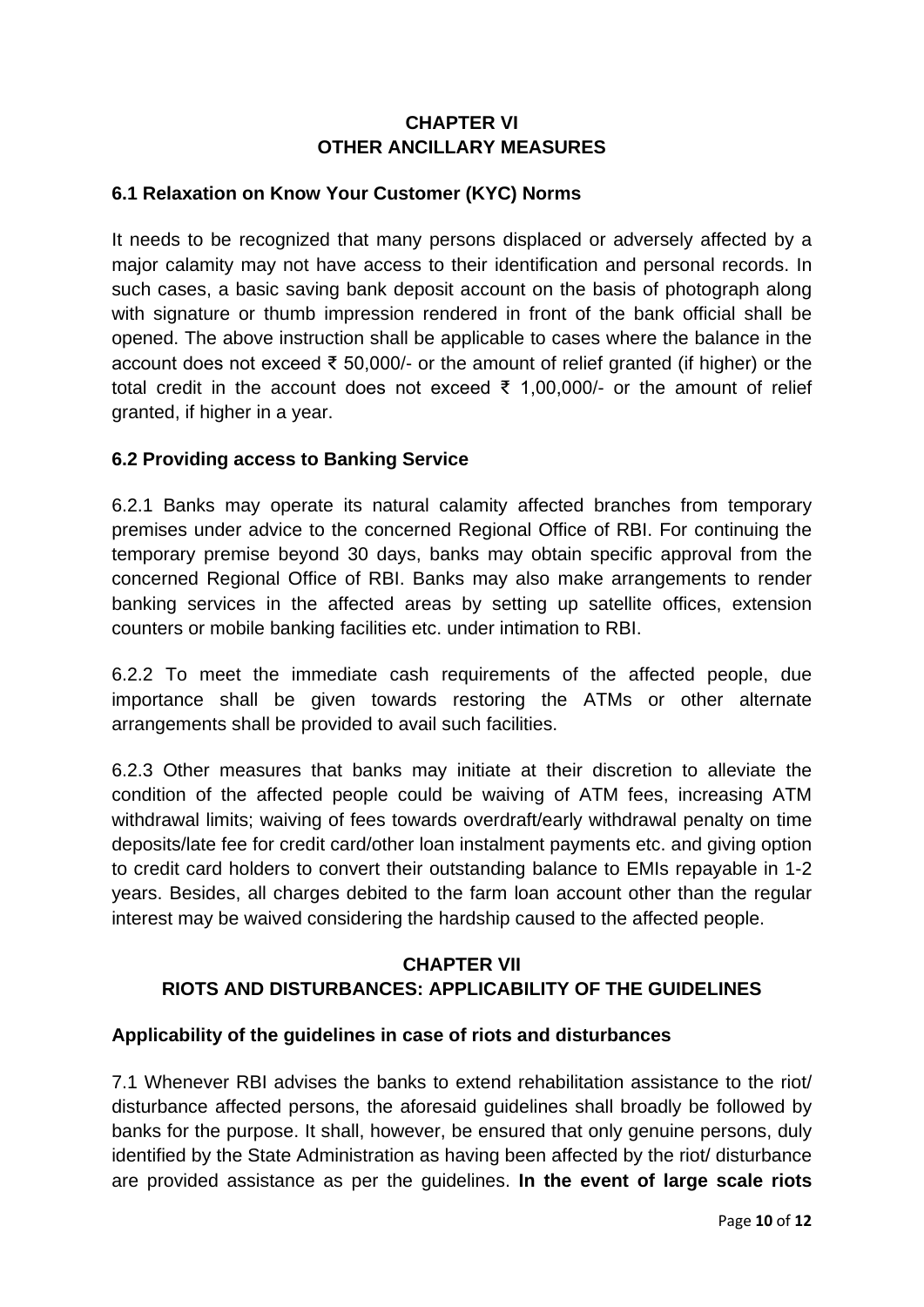## CHAPTER VI
## OTHER ANCILLARY MEASURES

### 6.1 Relaxation on Know Your Customer (KYC) Norms

It needs to be recognized that many persons displaced or adversely affected by a major calamity may not have access to their identification and personal records. In such cases, a basic saving bank deposit account on the basis of photograph along with signature or thumb impression rendered in front of the bank official shall be opened. The above instruction shall be applicable to cases where the balance in the account does not exceed ₹ 50,000/- or the amount of relief granted (if higher) or the total credit in the account does not exceed ₹ 1,00,000/- or the amount of relief granted, if higher in a year.

### 6.2 Providing access to Banking Service

6.2.1 Banks may operate its natural calamity affected branches from temporary premises under advice to the concerned Regional Office of RBI. For continuing the temporary premise beyond 30 days, banks may obtain specific approval from the concerned Regional Office of RBI. Banks may also make arrangements to render banking services in the affected areas by setting up satellite offices, extension counters or mobile banking facilities etc. under intimation to RBI.

6.2.2 To meet the immediate cash requirements of the affected people, due importance shall be given towards restoring the ATMs or other alternate arrangements shall be provided to avail such facilities.

6.2.3 Other measures that banks may initiate at their discretion to alleviate the condition of the affected people could be waiving of ATM fees, increasing ATM withdrawal limits; waiving of fees towards overdraft/early withdrawal penalty on time deposits/late fee for credit card/other loan instalment payments etc. and giving option to credit card holders to convert their outstanding balance to EMIs repayable in 1-2 years. Besides, all charges debited to the farm loan account other than the regular interest may be waived considering the hardship caused to the affected people.

## CHAPTER VII
## RIOTS AND DISTURBANCES: APPLICABILITY OF THE GUIDELINES

### Applicability of the guidelines in case of riots and disturbances

7.1 Whenever RBI advises the banks to extend rehabilitation assistance to the riot/ disturbance affected persons, the aforesaid guidelines shall broadly be followed by banks for the purpose. It shall, however, be ensured that only genuine persons, duly identified by the State Administration as having been affected by the riot/ disturbance are provided assistance as per the guidelines. **In the event of large scale riots**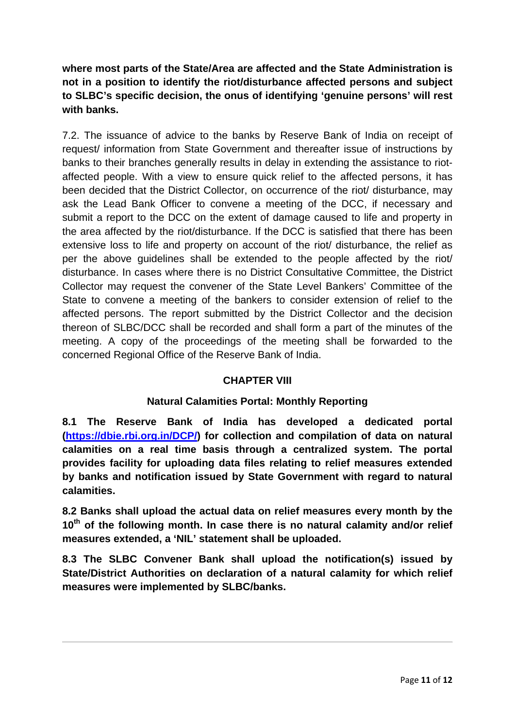**where most parts of the State/Area are affected and the State Administration is not in a position to identify the riot/disturbance affected persons and subject to SLBC's specific decision, the onus of identifying 'genuine persons' will rest with banks.**

7.2. The issuance of advice to the banks by Reserve Bank of India on receipt of request/ information from State Government and thereafter issue of instructions by banks to their branches generally results in delay in extending the assistance to riot-affected people. With a view to ensure quick relief to the affected persons, it has been decided that the District Collector, on occurrence of the riot/ disturbance, may ask the Lead Bank Officer to convene a meeting of the DCC, if necessary and submit a report to the DCC on the extent of damage caused to life and property in the area affected by the riot/disturbance. If the DCC is satisfied that there has been extensive loss to life and property on account of the riot/ disturbance, the relief as per the above guidelines shall be extended to the people affected by the riot/ disturbance. In cases where there is no District Consultative Committee, the District Collector may request the convener of the State Level Bankers' Committee of the State to convene a meeting of the bankers to consider extension of relief to the affected persons. The report submitted by the District Collector and the decision thereon of SLBC/DCC shall be recorded and shall form a part of the minutes of the meeting. A copy of the proceedings of the meeting shall be forwarded to the concerned Regional Office of the Reserve Bank of India.

## CHAPTER VIII

### Natural Calamities Portal: Monthly Reporting

**8.1 The Reserve Bank of India has developed a dedicated portal (https://dbie.rbi.org.in/DCP/) for collection and compilation of data on natural calamities on a real time basis through a centralized system. The portal provides facility for uploading data files relating to relief measures extended by banks and notification issued by State Government with regard to natural calamities.**

**8.2 Banks shall upload the actual data on relief measures every month by the 10th of the following month. In case there is no natural calamity and/or relief measures extended, a 'NIL' statement shall be uploaded.**

**8.3 The SLBC Convener Bank shall upload the notification(s) issued by State/District Authorities on declaration of a natural calamity for which relief measures were implemented by SLBC/banks.**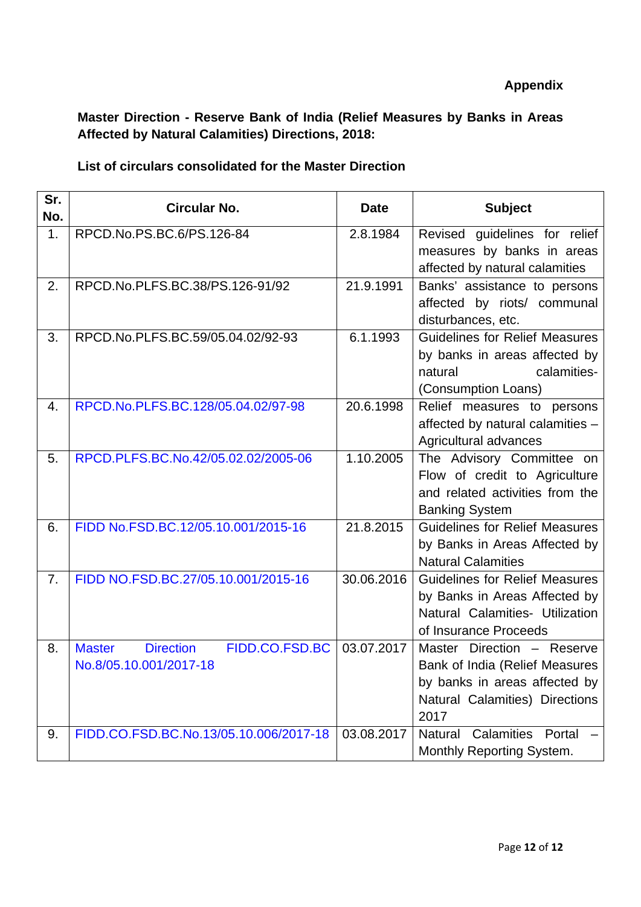**Appendix**

**Master Direction - Reserve Bank of India (Relief Measures by Banks in Areas Affected by Natural Calamities) Directions, 2018:**

**List of circulars consolidated for the Master Direction**

| Sr. No. | Circular No. | Date | Subject |
|---|---|---|---|
| 1. | RPCD.No.PS.BC.6/PS.126-84 | 2.8.1984 | Revised guidelines for relief measures by banks in areas affected by natural calamities |
| 2. | RPCD.No.PLFS.BC.38/PS.126-91/92 | 21.9.1991 | Banks' assistance to persons affected by riots/ communal disturbances, etc. |
| 3. | RPCD.No.PLFS.BC.59/05.04.02/92-93 | 6.1.1993 | Guidelines for Relief Measures by banks in areas affected by natural calamities- (Consumption Loans) |
| 4. | RPCD.No.PLFS.BC.128/05.04.02/97-98 | 20.6.1998 | Relief measures to persons affected by natural calamities – Agricultural advances |
| 5. | RPCD.PLFS.BC.No.42/05.02.02/2005-06 | 1.10.2005 | The Advisory Committee on Flow of credit to Agriculture and related activities from the Banking System |
| 6. | FIDD No.FSD.BC.12/05.10.001/2015-16 | 21.8.2015 | Guidelines for Relief Measures by Banks in Areas Affected by Natural Calamities |
| 7. | FIDD NO.FSD.BC.27/05.10.001/2015-16 | 30.06.2016 | Guidelines for Relief Measures by Banks in Areas Affected by Natural Calamities- Utilization of Insurance Proceeds |
| 8. | Master Direction FIDD.CO.FSD.BC No.8/05.10.001/2017-18 | 03.07.2017 | Master Direction – Reserve Bank of India (Relief Measures by banks in areas affected by Natural Calamities) Directions 2017 |
| 9. | FIDD.CO.FSD.BC.No.13/05.10.006/2017-18 | 03.08.2017 | Natural Calamities Portal – Monthly Reporting System. |